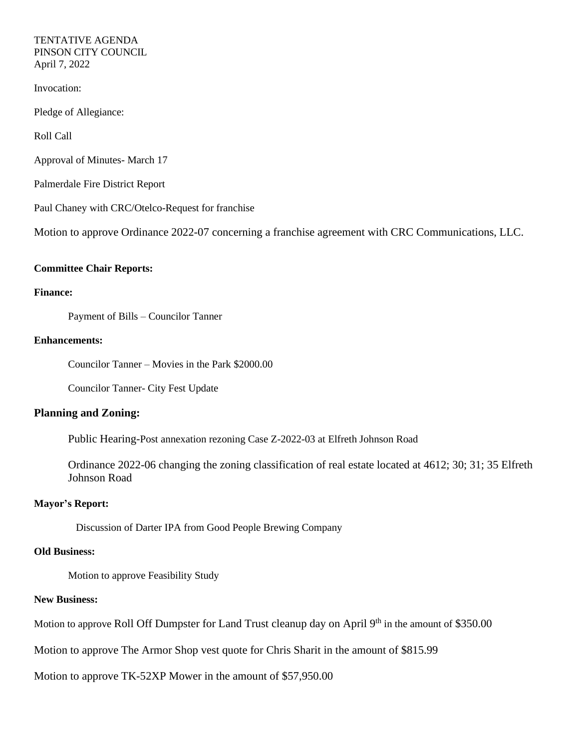TENTATIVE AGENDA
PINSON CITY COUNCIL
April 7, 2022

Invocation:

Pledge of Allegiance:

Roll Call

Approval of Minutes- March 17

Palmerdale Fire District Report

Paul Chaney with CRC/Otelco-Request for franchise

Motion to approve Ordinance 2022-07 concerning a franchise agreement with CRC Communications, LLC.

**Committee Chair Reports:**

**Finance:**

Payment of Bills – Councilor Tanner

**Enhancements:**

Councilor Tanner – Movies in the Park $2000.00

Councilor Tanner- City Fest Update

**Planning and Zoning:**

Public Hearing-Post annexation rezoning Case Z-2022-03 at Elfreth Johnson Road

Ordinance 2022-06 changing the zoning classification of real estate located at 4612; 30; 31; 35 Elfreth Johnson Road

**Mayor's Report:**

Discussion of Darter IPA from Good People Brewing Company

**Old Business:**

Motion to approve Feasibility Study

**New Business:**

Motion to approve Roll Off Dumpster for Land Trust cleanup day on April 9th in the amount of $350.00

Motion to approve The Armor Shop vest quote for Chris Sharit in the amount of $815.99

Motion to approve TK-52XP Mower in the amount of $57,950.00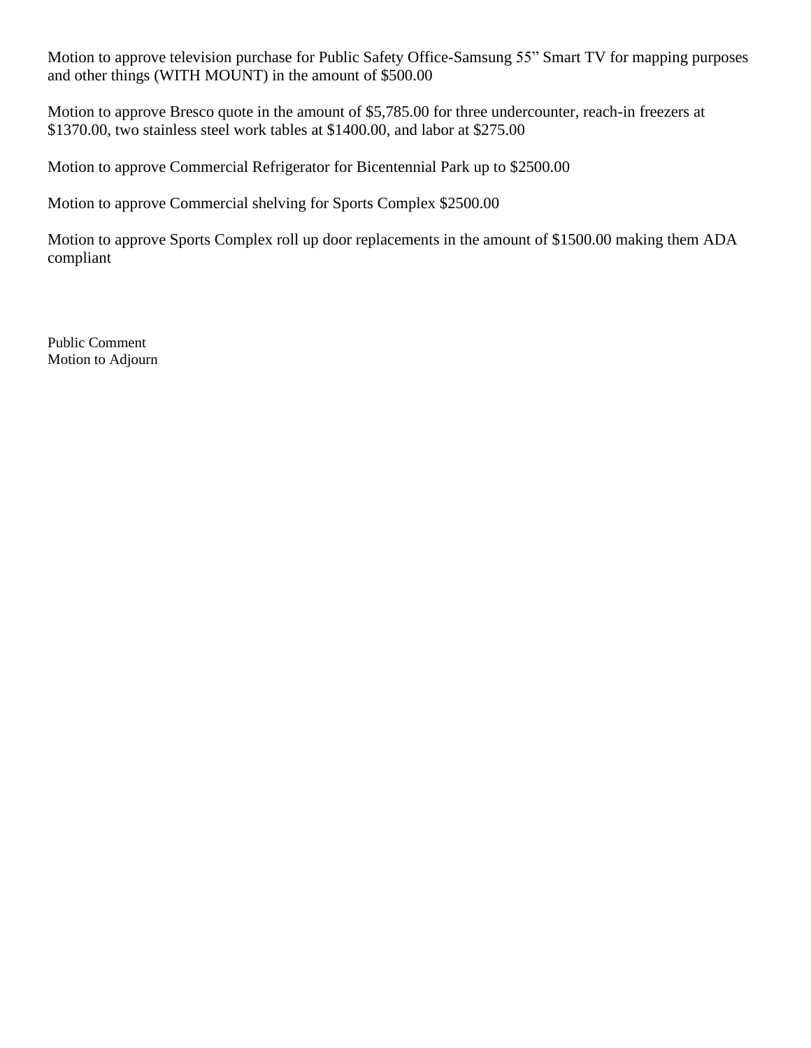Motion to approve television purchase for Public Safety Office-Samsung 55" Smart TV for mapping purposes and other things (WITH MOUNT) in the amount of $500.00

Motion to approve Bresco quote in the amount of $5,785.00 for three undercounter, reach-in freezers at $1370.00, two stainless steel work tables at $1400.00, and labor at $275.00

Motion to approve Commercial Refrigerator for Bicentennial Park up to $2500.00

Motion to approve Commercial shelving for Sports Complex $2500.00

Motion to approve Sports Complex roll up door replacements in the amount of $1500.00 making them ADA compliant

Public Comment
Motion to Adjourn